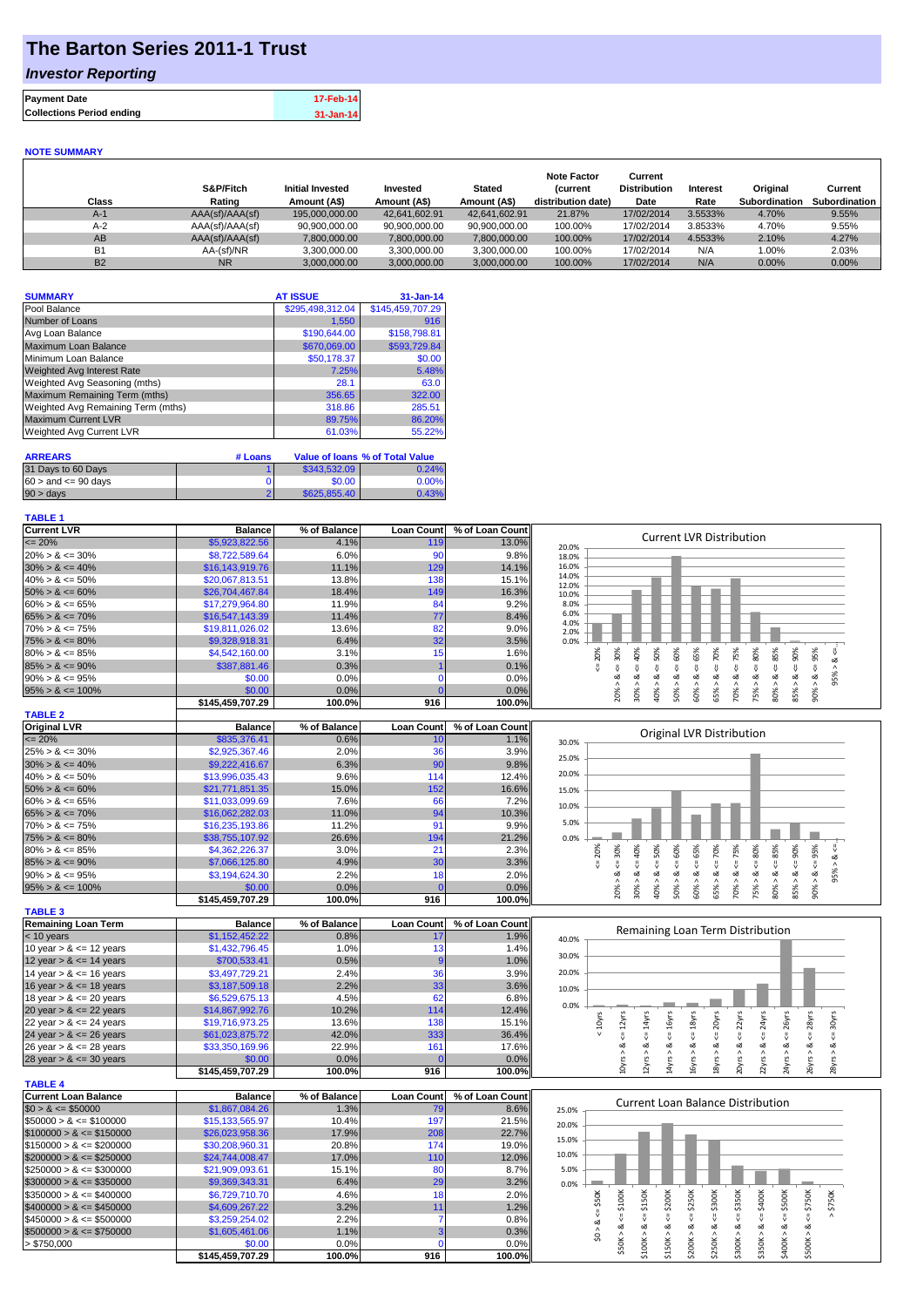# The Barton Series 2011-1 Trust

## *Investor Reporting*

| | |
|---|---|
| **Payment Date** | 17-Feb-14 |
| **Collections Period ending** | 31-Jan-14 |

### NOTE SUMMARY

| Class | S&P/Fitch Rating | Initial Invested Amount (A$) | Invested Amount (A$) | Stated Amount (A$) | Note Factor (current distribution date) | Current Distribution Date | Interest Rate | Original Subordination | Current Subordination |
|---|---|---|---|---|---|---|---|---|---|
| A-1 | AAA(sf)/AAA(sf) | 195,000,000.00 | 42,641,602.91 | 42,641,602.91 | 21.87% | 17/02/2014 | 3.5533% | 4.70% | 9.55% |
| A-2 | AAA(sf)/AAA(sf) | 90,900,000.00 | 90,900,000.00 | 90,900,000.00 | 100.00% | 17/02/2014 | 3.8533% | 4.70% | 9.55% |
| AB | AAA(sf)/AAA(sf) | 7,800,000.00 | 7,800,000.00 | 7,800,000.00 | 100.00% | 17/02/2014 | 4.5533% | 2.10% | 4.27% |
| B1 | AA-(sf)/NR | 3,300,000.00 | 3,300,000.00 | 3,300,000.00 | 100.00% | 17/02/2014 | N/A | 1.00% | 2.03% |
| B2 | NR | 3,000,000.00 | 3,000,000.00 | 3,000,000.00 | 100.00% | 17/02/2014 | N/A | 0.00% | 0.00% |

| SUMMARY | AT ISSUE | 31-Jan-14 |
|---|---|---|
| Pool Balance | $295,498,312.04 | $145,459,707.29 |
| Number of Loans | 1,550 | 916 |
| Avg Loan Balance | $190,644.00 | $158,798.81 |
| Maximum Loan Balance | $670,069.00 | $593,729.84 |
| Minimum Loan Balance | $50,178.37 | $0.00 |
| Weighted Avg Interest Rate | 7.25% | 5.48% |
| Weighted Avg Seasoning (mths) | 28.1 | 63.0 |
| Maximum Remaining Term (mths) | 356.65 | 322.00 |
| Weighted Avg Remaining Term (mths) | 318.86 | 285.51 |
| Maximum Current LVR | 89.75% | 86.20% |
| Weighted Avg Current LVR | 61.03% | 55.22% |

| ARREARS | # Loans | Value of loans | % of Total Value |
|---|---|---|---|
| 31 Days to 60 Days | 1 | $343,532.09 | 0.24% |
| 60 > and <= 90 days | 0 | $0.00 | 0.00% |
| 90 > days | 2 | $625,855.40 | 0.43% |

**TABLE 1**

| Current LVR | Balance | % of Balance | Loan Count | % of Loan Count |
|---|---|---|---|---|
| <= 20% | $5,923,822.56 | 4.1% | 119 | 13.0% |
| 20% > & <= 30% | $8,722,589.64 | 6.0% | 90 | 9.8% |
| 30% > & <= 40% | $16,143,919.76 | 11.1% | 129 | 14.1% |
| 40% > & <= 50% | $20,067,813.51 | 13.8% | 138 | 15.1% |
| 50% > & <= 60% | $26,704,467.84 | 18.4% | 149 | 16.3% |
| 60% > & <= 65% | $17,279,964.80 | 11.9% | 84 | 9.2% |
| 65% > & <= 70% | $16,547,143.39 | 11.4% | 77 | 8.4% |
| 70% > & <= 75% | $19,811,026.02 | 13.6% | 82 | 9.0% |
| 75% > & <= 80% | $9,328,918.31 | 6.4% | 32 | 3.5% |
| 80% > & <= 85% | $4,542,160.00 | 3.1% | 15 | 1.6% |
| 85% > & <= 90% | $387,881.46 | 0.3% | 1 | 0.1% |
| 90% > & <= 95% | $0.00 | 0.0% | 0 | 0.0% |
| 95% > & <= 100% | $0.00 | 0.0% | 0 | 0.0% |
| | $145,459,707.29 | 100.0% | 916 | 100.0% |

**TABLE 2**

| Original LVR | Balance | % of Balance | Loan Count | % of Loan Count |
|---|---|---|---|---|
| <= 20% | $835,376.41 | 0.6% | 10 | 1.1% |
| 25% > & <= 30% | $2,925,367.46 | 2.0% | 36 | 3.9% |
| 30% > & <= 40% | $9,222,416.67 | 6.3% | 90 | 9.8% |
| 40% > & <= 50% | $13,996,035.43 | 9.6% | 114 | 12.4% |
| 50% > & <= 60% | $21,771,851.35 | 15.0% | 152 | 16.6% |
| 60% > & <= 65% | $11,033,099.69 | 7.6% | 66 | 7.2% |
| 65% > & <= 70% | $16,062,282.03 | 11.0% | 94 | 10.3% |
| 70% > & <= 75% | $16,235,193.86 | 11.2% | 91 | 9.9% |
| 75% > & <= 80% | $38,755,107.92 | 26.6% | 194 | 21.2% |
| 80% > & <= 85% | $4,362,226.37 | 3.0% | 21 | 2.3% |
| 85% > & <= 90% | $7,066,125.80 | 4.9% | 30 | 3.3% |
| 90% > & <= 95% | $3,194,624.30 | 2.2% | 18 | 2.0% |
| 95% > & <= 100% | $0.00 | 0.0% | 0 | 0.0% |
| | $145,459,707.29 | 100.0% | 916 | 100.0% |

**TABLE 3**

| Remaining Loan Term | Balance | % of Balance | Loan Count | % of Loan Count |
|---|---|---|---|---|
| < 10 years | $1,152,452.22 | 0.8% | 17 | 1.9% |
| 10 year > & <= 12 years | $1,432,796.45 | 1.0% | 13 | 1.4% |
| 12 year > & <= 14 years | $700,533.41 | 0.5% | 9 | 1.0% |
| 14 year > & <= 16 years | $3,497,729.21 | 2.4% | 36 | 3.9% |
| 16 year > & <= 18 years | $3,187,509.18 | 2.2% | 33 | 3.6% |
| 18 year > & <= 20 years | $6,529,675.13 | 4.5% | 62 | 6.8% |
| 20 year > & <= 22 years | $14,867,992.76 | 10.2% | 114 | 12.4% |
| 22 year > & <= 24 years | $19,716,973.25 | 13.6% | 138 | 15.1% |
| 24 year > & <= 26 years | $61,023,875.72 | 42.0% | 333 | 36.4% |
| 26 year > & <= 28 years | $33,350,169.96 | 22.9% | 161 | 17.6% |
| 28 year > & <= 30 years | $0.00 | 0.0% | 0 | 0.0% |
| | $145,459,707.29 | 100.0% | 916 | 100.0% |

**TABLE 4**

| Current Loan Balance | Balance | % of Balance | Loan Count | % of Loan Count |
|---|---|---|---|---|
| $0 > & <= $50000 | $1,867,084.26 | 1.3% | 79 | 8.6% |
| $50000 > & <= $100000 | $15,133,565.97 | 10.4% | 197 | 21.5% |
| $100000 > & <= $150000 | $26,023,958.36 | 17.9% | 208 | 22.7% |
| $150000 > & <= $200000 | $30,208,960.31 | 20.8% | 174 | 19.0% |
| $200000 > & <= $250000 | $24,744,008.47 | 17.0% | 110 | 12.0% |
| $250000 > & <= $300000 | $21,909,093.61 | 15.1% | 80 | 8.7% |
| $300000 > & <= $350000 | $9,369,343.31 | 6.4% | 29 | 3.2% |
| $350000 > & <= $400000 | $6,729,710.70 | 4.6% | 18 | 2.0% |
| $400000 > & <= $450000 | $4,609,267.22 | 3.2% | 11 | 1.2% |
| $450000 > & <= $500000 | $3,259,254.02 | 2.2% | 7 | 0.8% |
| $500000 > & <= $750000 | $1,605,461.06 | 1.1% | 3 | 0.3% |
| > $750,000 | $0.00 | 0.0% | 0 | 0.0% |
| | $145,459,707.29 | 100.0% | 916 | 100.0% |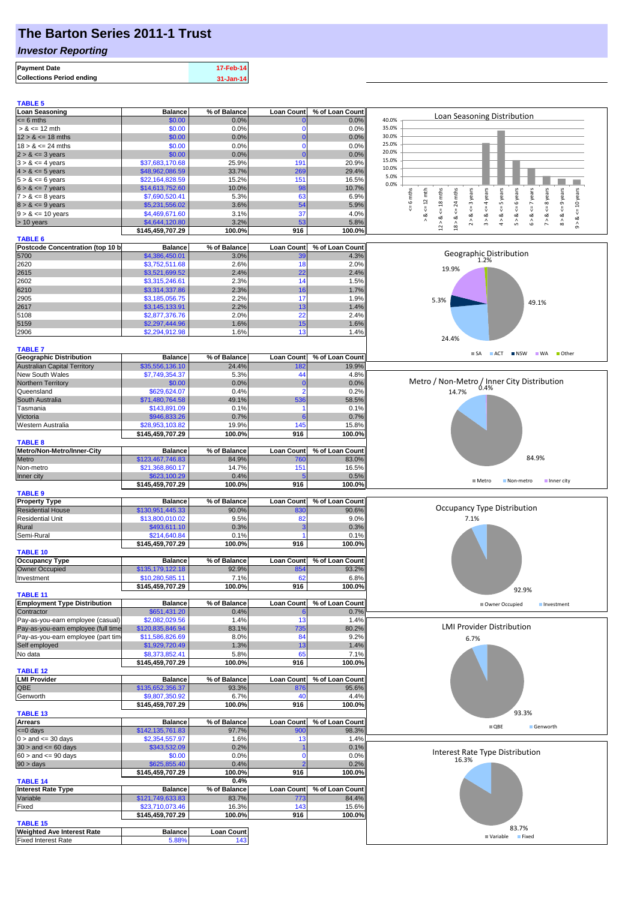# The Barton Series 2011-1 Trust

## *Investor Reporting*

| | |
|---|---|
| **Payment Date** | 17-Feb-14 |
| **Collections Period ending** | 31-Jan-14 |

**TABLE 5**

| Loan Seasoning | Balance | % of Balance | Loan Count | % of Loan Count |
|---|---|---|---|---|
| <= 6 mths | $0.00 | 0.0% | 0 | 0.0% |
| > & <= 12 mth | $0.00 | 0.0% | 0 | 0.0% |
| 12 > & <= 18 mths | $0.00 | 0.0% | 0 | 0.0% |
| 18 > & <= 24 mths | $0.00 | 0.0% | 0 | 0.0% |
| 2 > & <= 3 years | $0.00 | 0.0% | 0 | 0.0% |
| 3 > & <= 4 years | $37,683,170.68 | 25.9% | 191 | 20.9% |
| 4 > & <= 5 years | $48,962,086.59 | 33.7% | 269 | 29.4% |
| 5 > & <= 6 years | $22,164,828.59 | 15.2% | 151 | 16.5% |
| 6 > & <= 7 years | $14,613,752.60 | 10.0% | 98 | 10.7% |
| 7 > & <= 8 years | $7,690,520.41 | 5.3% | 63 | 6.9% |
| 8 > & <= 9 years | $5,231,556.02 | 3.6% | 54 | 5.9% |
| 9 > & <= 10 years | $4,469,671.60 | 3.1% | 37 | 4.0% |
| > 10 years | $4,644,120.80 | 3.2% | 53 | 5.8% |
| | $145,459,707.29 | 100.0% | 916 | 100.0% |

Loan Seasoning Distribution
40.0%
35.0%
30.0%
25.0%
20.0%
15.0%
10.0%
5.0%
0.0%
<= 6 mths
> & <= 12 mth
12 > & <= 18 mths
18 > & <= 24 mths
2 > & <= 3 years
3 > & <= 4 years
4 > & <= 5 years
5 > & <= 6 years
6 > & <= 7 years
7 > & <= 8 years
8 > & <= 9 years
9 > & <= 10 years

**TABLE 6**

| Postcode Concentration (top 10 by value) | Balance | % of Balance | Loan Count | % of Loan Count |
|---|---|---|---|---|
| 5700 | $4,386,450.01 | 3.0% | 39 | 4.3% |
| 2620 | $3,752,511.68 | 2.6% | 18 | 2.0% |
| 2615 | $3,521,699.52 | 2.4% | 22 | 2.4% |
| 2602 | $3,315,246.61 | 2.3% | 14 | 1.5% |
| 6210 | $3,314,337.86 | 2.3% | 16 | 1.7% |
| 2905 | $3,185,056.75 | 2.2% | 17 | 1.9% |
| 2617 | $3,145,133.91 | 2.2% | 13 | 1.4% |
| 5108 | $2,877,376.76 | 2.0% | 22 | 2.4% |
| 5159 | $2,297,444.96 | 1.6% | 15 | 1.6% |
| 2906 | $2,294,912.98 | 1.6% | 13 | 1.4% |

Geographic Distribution
1.2%
19.9%
5.3%
49.1%
24.4%
SA ACT NSW WA Other

**TABLE 7**

| Geographic Distribution | Balance | % of Balance | Loan Count | % of Loan Count |
|---|---|---|---|---|
| Australian Capital Territory | $35,556,136.10 | 24.4% | 182 | 19.9% |
| New South Wales | $7,749,354.37 | 5.3% | 44 | 4.8% |
| Northern Territory | $0.00 | 0.0% | 0 | 0.0% |
| Queensland | $629,624.07 | 0.4% | 2 | 0.2% |
| South Australia | $71,480,764.58 | 49.1% | 536 | 58.5% |
| Tasmania | $143,891.09 | 0.1% | 1 | 0.1% |
| Victoria | $946,833.26 | 0.7% | 6 | 0.7% |
| Western Australia | $28,953,103.82 | 19.9% | 145 | 15.8% |
| | $145,459,707.29 | 100.0% | 916 | 100.0% |

Metro / Non-Metro / Inner City Distribution
0.4%
14.7%
84.9%
Metro Non-metro Inner city

**TABLE 8**

| Metro/Non-Metro/Inner-City | Balance | % of Balance | Loan Count | % of Loan Count |
|---|---|---|---|---|
| Metro | $123,467,746.83 | 84.9% | 760 | 83.0% |
| Non-metro | $21,368,860.17 | 14.7% | 151 | 16.5% |
| Inner city | $623,100.29 | 0.4% | 5 | 0.5% |
| | $145,459,707.29 | 100.0% | 916 | 100.0% |

**TABLE 9**

| Property Type | Balance | % of Balance | Loan Count | % of Loan Count |
|---|---|---|---|---|
| Residential House | $130,951,445.33 | 90.0% | 830 | 90.6% |
| Residential Unit | $13,800,010.02 | 9.5% | 82 | 9.0% |
| Rural | $493,611.10 | 0.3% | 3 | 0.3% |
| Semi-Rural | $214,640.84 | 0.1% | 1 | 0.1% |
| | $145,459,707.29 | 100.0% | 916 | 100.0% |

Occupancy Type Distribution
7.1%
92.9%
Owner Occupied Investment

**TABLE 10**

| Occupancy Type | Balance | % of Balance | Loan Count | % of Loan Count |
|---|---|---|---|---|
| Owner Occupied | $135,179,122.18 | 92.9% | 854 | 93.2% |
| Investment | $10,280,585.11 | 7.1% | 62 | 6.8% |
| | $145,459,707.29 | 100.0% | 916 | 100.0% |

**TABLE 11**

| Employment Type Distribution | Balance | % of Balance | Loan Count | % of Loan Count |
|---|---|---|---|---|
| Contractor | $651,431.20 | 0.4% | 6 | 0.7% |
| Pay-as-you-earn employee (casual) | $2,082,029.56 | 1.4% | 13 | 1.4% |
| Pay-as-you-earn employee (full time) | $120,835,846.94 | 83.1% | 735 | 80.2% |
| Pay-as-you-earn employee (part time) | $11,586,826.69 | 8.0% | 84 | 9.2% |
| Self employed | $1,929,720.49 | 1.3% | 13 | 1.4% |
| No data | $8,373,852.41 | 5.8% | 65 | 7.1% |
| | $145,459,707.29 | 100.0% | 916 | 100.0% |

LMI Provider Distribution
6.7%
93.3%
QBE Genworth

**TABLE 12**

| LMI Provider | Balance | % of Balance | Loan Count | % of Loan Count |
|---|---|---|---|---|
| QBE | $135,652,356.37 | 93.3% | 876 | 95.6% |
| Genworth | $9,807,350.92 | 6.7% | 40 | 4.4% |
| | $145,459,707.29 | 100.0% | 916 | 100.0% |

**TABLE 13**

| Arrears | Balance | % of Balance | Loan Count | % of Loan Count |
|---|---|---|---|---|
| <=0 days | $142,135,761.83 | 97.7% | 900 | 98.3% |
| 0 > and <= 30 days | $2,354,557.97 | 1.6% | 13 | 1.4% |
| 30 > and <= 60 days | $343,532.09 | 0.2% | 1 | 0.1% |
| 60 > and <= 90 days | $0.00 | 0.0% | 0 | 0.0% |
| 90 > days | $625,855.40 | 0.4% | 2 | 0.2% |
| | $145,459,707.29 | 100.0% | 916 | 100.0% |
| | | 0.4% | | |

Interest Rate Type Distribution
16.3%
83.7%
Variable Fixed

**TABLE 14**

| Interest Rate Type | Balance | % of Balance | Loan Count | % of Loan Count |
|---|---|---|---|---|
| Variable | $121,749,633.83 | 83.7% | 773 | 84.4% |
| Fixed | $23,710,073.46 | 16.3% | 143 | 15.6% |
| | $145,459,707.29 | 100.0% | 916 | 100.0% |

**TABLE 15**

| Weighted Ave Interest Rate | Balance | Loan Count |
|---|---|---|
| Fixed Interest Rate | 5.88% | 143 |